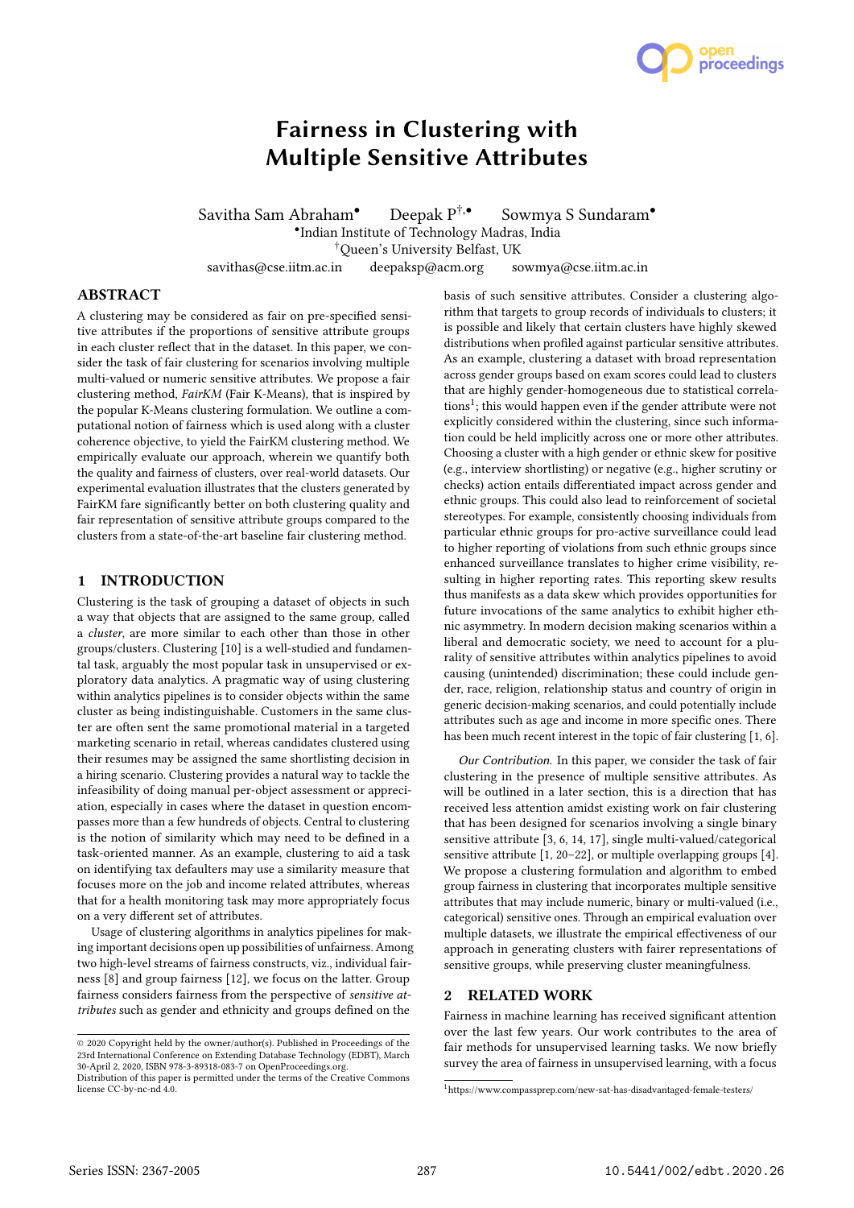# Fairness in Clustering with Multiple Sensitive Attributes

Savitha Sam Abraham[•] Deepak P[†,•] Sowmya S Sundaram[•]

[•]Indian Institute of Technology Madras, India

[†]Queen's University Belfast, UK

savithas@cse.iitm.ac.in deepaksp@acm.org sowmya@cse.iitm.ac.in

## ABSTRACT

A clustering may be considered as fair on pre-specified sensitive attributes if the proportions of sensitive attribute groups in each cluster reflect that in the dataset. In this paper, we consider the task of fair clustering for scenarios involving multiple multi-valued or numeric sensitive attributes. We propose a fair clustering method, *FairKM* (Fair K-Means), that is inspired by the popular K-Means clustering formulation. We outline a computational notion of fairness which is used along with a cluster coherence objective, to yield the FairKM clustering method. We empirically evaluate our approach, wherein we quantify both the quality and fairness of clusters, over real-world datasets. Our experimental evaluation illustrates that the clusters generated by FairKM fare significantly better on both clustering quality and fair representation of sensitive attribute groups compared to the clusters from a state-of-the-art baseline fair clustering method.

## 1 INTRODUCTION

Clustering is the task of grouping a dataset of objects in such a way that objects that are assigned to the same group, called a *cluster*, are more similar to each other than those in other groups/clusters. Clustering [10] is a well-studied and fundamental task, arguably the most popular task in unsupervised or exploratory data analytics. A pragmatic way of using clustering within analytics pipelines is to consider objects within the same cluster as being indistinguishable. Customers in the same cluster are often sent the same promotional material in a targeted marketing scenario in retail, whereas candidates clustered using their resumes may be assigned the same shortlisting decision in a hiring scenario. Clustering provides a natural way to tackle the infeasibility of doing manual per-object assessment or appreciation, especially in cases where the dataset in question encompasses more than a few hundreds of objects. Central to clustering is the notion of similarity which may need to be defined in a task-oriented manner. As an example, clustering to aid a task on identifying tax defaulters may use a similarity measure that focuses more on the job and income related attributes, whereas that for a health monitoring task may more appropriately focus on a very different set of attributes.

Usage of clustering algorithms in analytics pipelines for making important decisions open up possibilities of unfairness. Among two high-level streams of fairness constructs, viz., individual fairness [8] and group fairness [12], we focus on the latter. Group fairness considers fairness from the perspective of *sensitive attributes* such as gender and ethnicity and groups defined on the basis of such sensitive attributes. Consider a clustering algorithm that targets to group records of individuals to clusters; it is possible and likely that certain clusters have highly skewed distributions when profiled against particular sensitive attributes. As an example, clustering a dataset with broad representation across gender groups based on exam scores could lead to clusters that are highly gender-homogeneous due to statistical correlations[1]; this would happen even if the gender attribute were not explicitly considered within the clustering, since such information could be held implicitly across one or more other attributes. Choosing a cluster with a high gender or ethnic skew for positive (e.g., interview shortlisting) or negative (e.g., higher scrutiny or checks) action entails differentiated impact across gender and ethnic groups. This could also lead to reinforcement of societal stereotypes. For example, consistently choosing individuals from particular ethnic groups for pro-active surveillance could lead to higher reporting of violations from such ethnic groups since enhanced surveillance translates to higher crime visibility, resulting in higher reporting rates. This reporting skew results thus manifests as a data skew which provides opportunities for future invocations of the same analytics to exhibit higher ethnic asymmetry. In modern decision making scenarios within a liberal and democratic society, we need to account for a plurality of sensitive attributes within analytics pipelines to avoid causing (unintended) discrimination; these could include gender, race, religion, relationship status and country of origin in generic decision-making scenarios, and could potentially include attributes such as age and income in more specific ones. There has been much recent interest in the topic of fair clustering [1, 6].

*Our Contribution.* In this paper, we consider the task of fair clustering in the presence of multiple sensitive attributes. As will be outlined in a later section, this is a direction that has received less attention amidst existing work on fair clustering that has been designed for scenarios involving a single binary sensitive attribute [3, 6, 14, 17], single multi-valued/categorical sensitive attribute [1, 20–22], or multiple overlapping groups [4]. We propose a clustering formulation and algorithm to embed group fairness in clustering that incorporates multiple sensitive attributes that may include numeric, binary or multi-valued (i.e., categorical) sensitive ones. Through an empirical evaluation over multiple datasets, we illustrate the empirical effectiveness of our approach in generating clusters with fairer representations of sensitive groups, while preserving cluster meaningfulness.

## 2 RELATED WORK

Fairness in machine learning has received significant attention over the last few years. Our work contributes to the area of fair methods for unsupervised learning tasks. We now briefly survey the area of fairness in unsupervised learning, with a focus

---

© 2020 Copyright held by the owner/author(s). Published in Proceedings of the 23rd International Conference on Extending Database Technology (EDBT), March 30-April 2, 2020, ISBN 978-3-89318-083-7 on OpenProceedings.org.
Distribution of this paper is permitted under the terms of the Creative Commons license CC-by-nc-nd 4.0.

[1] https://www.compassprep.com/new-sat-has-disadvantaged-female-testers/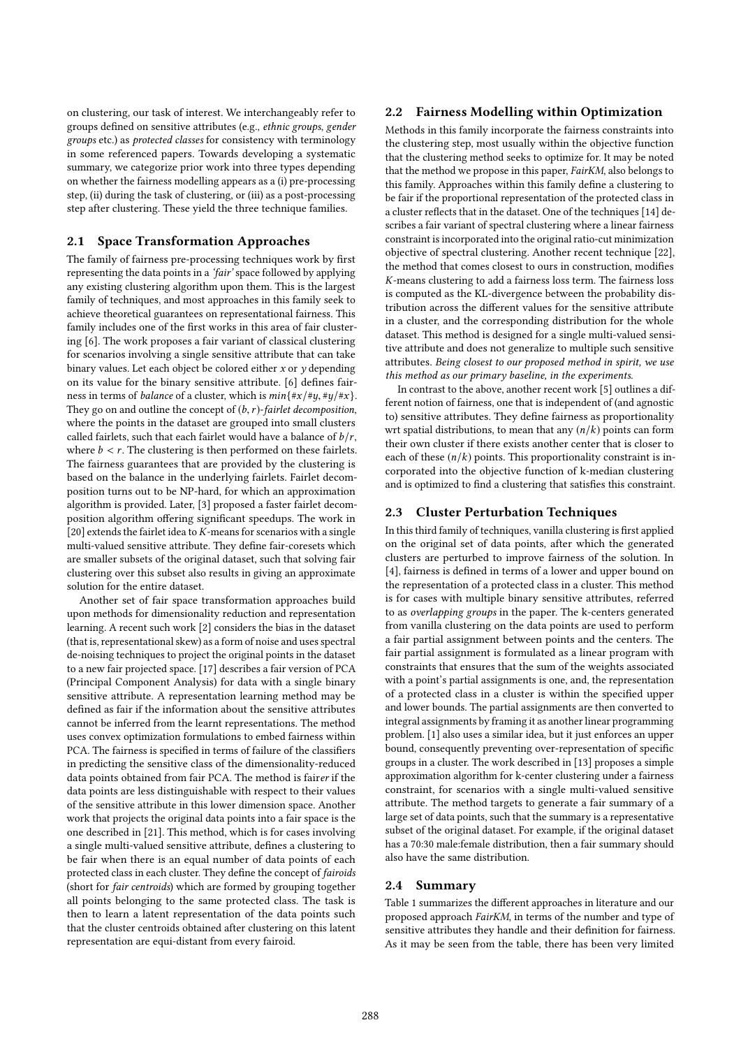on clustering, our task of interest. We interchangeably refer to groups defined on sensitive attributes (e.g., *ethnic groups*, *gender groups* etc.) as *protected classes* for consistency with terminology in some referenced papers. Towards developing a systematic summary, we categorize prior work into three types depending on whether the fairness modelling appears as a (i) pre-processing step, (ii) during the task of clustering, or (iii) as a post-processing step after clustering. These yield the three technique families.

## 2.1 Space Transformation Approaches

The family of fairness pre-processing techniques work by first representing the data points in a *'fair'* space followed by applying any existing clustering algorithm upon them. This is the largest family of techniques, and most approaches in this family seek to achieve theoretical guarantees on representational fairness. This family includes one of the first works in this area of fair clustering [6]. The work proposes a fair variant of classical clustering for scenarios involving a single sensitive attribute that can take binary values. Let each object be colored either $x$ or $y$ depending on its value for the binary sensitive attribute. [6] defines fairness in terms of *balance* of a cluster, which is $min\{\#x/\#y, \#y/\#x\}$. They go on and outline the concept of $(b, r)$*-fairlet decomposition*, where the points in the dataset are grouped into small clusters called fairlets, such that each fairlet would have a balance of $b/r$, where $b < r$. The clustering is then performed on these fairlets. The fairness guarantees that are provided by the clustering is based on the balance in the underlying fairlets. Fairlet decomposition turns out to be NP-hard, for which an approximation algorithm is provided. Later, [3] proposed a faster fairlet decomposition algorithm offering significant speedups. The work in [20] extends the fairlet idea to $K$-means for scenarios with a single multi-valued sensitive attribute. They define fair-coresets which are smaller subsets of the original dataset, such that solving fair clustering over this subset also results in giving an approximate solution for the entire dataset.

Another set of fair space transformation approaches build upon methods for dimensionality reduction and representation learning. A recent such work [2] considers the bias in the dataset (that is, representational skew) as a form of noise and uses spectral de-noising techniques to project the original points in the dataset to a new fair projected space. [17] describes a fair version of PCA (Principal Component Analysis) for data with a single binary sensitive attribute. A representation learning method may be defined as fair if the information about the sensitive attributes cannot be inferred from the learnt representations. The method uses convex optimization formulations to embed fairness within PCA. The fairness is specified in terms of failure of the classifiers in predicting the sensitive class of the dimensionality-reduced data points obtained from fair PCA. The method is fair*er* if the data points are less distinguishable with respect to their values of the sensitive attribute in this lower dimension space. Another work that projects the original data points into a fair space is the one described in [21]. This method, which is for cases involving a single multi-valued sensitive attribute, defines a clustering to be fair when there is an equal number of data points of each protected class in each cluster. They define the concept of *fairoids* (short for *fair centroids*) which are formed by grouping together all points belonging to the same protected class. The task is then to learn a latent representation of the data points such that the cluster centroids obtained after clustering on this latent representation are equi-distant from every fairoid.

## 2.2 Fairness Modelling within Optimization

Methods in this family incorporate the fairness constraints into the clustering step, most usually within the objective function that the clustering method seeks to optimize for. It may be noted that the method we propose in this paper, *FairKM*, also belongs to this family. Approaches within this family define a clustering to be fair if the proportional representation of the protected class in a cluster reflects that in the dataset. One of the techniques [14] describes a fair variant of spectral clustering where a linear fairness constraint is incorporated into the original ratio-cut minimization objective of spectral clustering. Another recent technique [22], the method that comes closest to ours in construction, modifies $K$-means clustering to add a fairness loss term. The fairness loss is computed as the KL-divergence between the probability distribution across the different values for the sensitive attribute in a cluster, and the corresponding distribution for the whole dataset. This method is designed for a single multi-valued sensitive attribute and does not generalize to multiple such sensitive attributes. *Being closest to our proposed method in spirit, we use this method as our primary baseline, in the experiments.*

In contrast to the above, another recent work [5] outlines a different notion of fairness, one that is independent of (and agnostic to) sensitive attributes. They define fairness as proportionality wrt spatial distributions, to mean that any $(n/k)$ points can form their own cluster if there exists another center that is closer to each of these $(n/k)$ points. This proportionality constraint is incorporated into the objective function of k-median clustering and is optimized to find a clustering that satisfies this constraint.

## 2.3 Cluster Perturbation Techniques

In this third family of techniques, vanilla clustering is first applied on the original set of data points, after which the generated clusters are perturbed to improve fairness of the solution. In [4], fairness is defined in terms of a lower and upper bound on the representation of a protected class in a cluster. This method is for cases with multiple binary sensitive attributes, referred to as *overlapping groups* in the paper. The k-centers generated from vanilla clustering on the data points are used to perform a fair partial assignment between points and the centers. The fair partial assignment is formulated as a linear program with constraints that ensures that the sum of the weights associated with a point's partial assignments is one, and, the representation of a protected class in a cluster is within the specified upper and lower bounds. The partial assignments are then converted to integral assignments by framing it as another linear programming problem. [1] also uses a similar idea, but it just enforces an upper bound, consequently preventing over-representation of specific groups in a cluster. The work described in [13] proposes a simple approximation algorithm for k-center clustering under a fairness constraint, for scenarios with a single multi-valued sensitive attribute. The method targets to generate a fair summary of a large set of data points, such that the summary is a representative subset of the original dataset. For example, if the original dataset has a 70:30 male:female distribution, then a fair summary should also have the same distribution.

## 2.4 Summary

Table 1 summarizes the different approaches in literature and our proposed approach *FairKM*, in terms of the number and type of sensitive attributes they handle and their definition for fairness. As it may be seen from the table, there has been very limited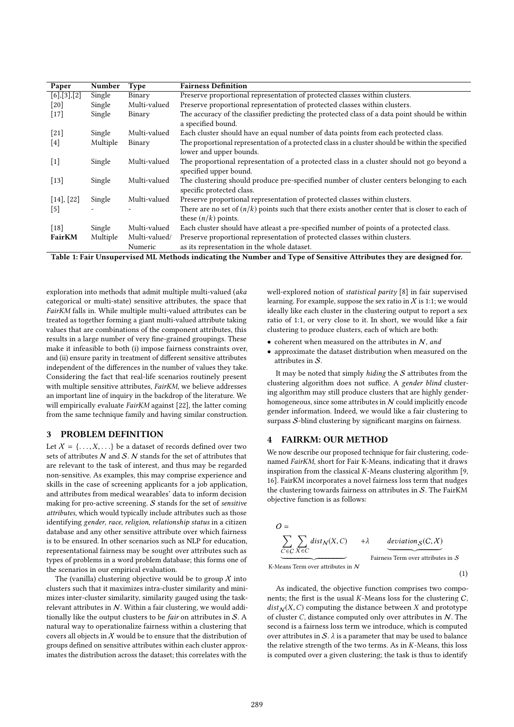| Paper | Number | Type | Fairness Definition |
|---|---|---|---|
| [6],[3],[2] | Single | Binary | Preserve proportional representation of protected classes within clusters. |
| [20] | Single | Multi-valued | Preserve proportional representation of protected classes within clusters. |
| [17] | Single | Binary | The accuracy of the classifier predicting the protected class of a data point should be within a specified bound. |
| [21] | Single | Multi-valued | Each cluster should have an equal number of data points from each protected class. |
| [4] | Multiple | Binary | The proportional representation of a protected class in a cluster should be within the specified lower and upper bounds. |
| [1] | Single | Multi-valued | The proportional representation of a protected class in a cluster should not go beyond a specified upper bound. |
| [13] | Single | Multi-valued | The clustering should produce pre-specified number of cluster centers belonging to each specific protected class. |
| [14], [22] | Single | Multi-valued | Preserve proportional representation of protected classes within clusters. |
| [5] | - | - | There are no set of $(n/k)$ points such that there exists another center that is closer to each of these $(n/k)$ points. |
| [18] | Single | Multi-valued | Each cluster should have atleast a pre-specified number of points of a protected class. |
| **FairKM** | Multiple | Multi-valued/ Numeric | Preserve proportional representation of protected classes within clusters. as its representation in the whole dataset. |

**Table 1: Fair Unsupervised ML Methods indicating the Number and Type of Sensitive Attributes they are designed for.**

exploration into methods that admit multiple multi-valued (*aka* categorical or multi-state) sensitive attributes, the space that *FairKM* falls in. While multiple multi-valued attributes can be treated as together forming a giant multi-valued attribute taking values that are combinations of the component attributes, this results in a large number of very fine-grained groupings. These make it infeasible to both (i) impose fairness constraints over, and (ii) ensure parity in treatment of different sensitive attributes independent of the differences in the number of values they take. Considering the fact that real-life scenarios routinely present with multiple sensitive attributes, *FairKM*, we believe addresses an important line of inquiry in the backdrop of the literature. We will empirically evaluate *FairKM* against [22], the latter coming from the same technique family and having similar construction.

## 3 PROBLEM DEFINITION

Let $\mathcal{X} = \{\ldots, X, \ldots\}$ be a dataset of records defined over two sets of attributes $\mathcal{N}$ and $\mathcal{S}$. $\mathcal{N}$ stands for the set of attributes that are relevant to the task of interest, and thus may be regarded non-sensitive. As examples, this may comprise experience and skills in the case of screening applicants for a job application, and attributes from medical wearables' data to inform decision making for pro-active screening. $\mathcal{S}$ stands for the set of *sensitive attributes*, which would typically include attributes such as those identifying *gender*, *race*, *religion*, *relationship status* in a citizen database and any other sensitive attribute over which fairness is to be ensured. In other scenarios such as NLP for education, representational fairness may be sought over attributes such as types of problems in a word problem database; this forms one of the scenarios in our empirical evaluation.

The (vanilla) clustering objective would be to group $\mathcal{X}$ into clusters such that it maximizes intra-cluster similarity and minimizes inter-cluster similarity, similarity gauged using the task-relevant attributes in $\mathcal{N}$. Within a fair clustering, we would additionally like the output clusters to be *fair* on attributes in $\mathcal{S}$. A natural way to operationalize fairness within a clustering that covers all objects in $\mathcal{X}$ would be to ensure that the distribution of groups defined on sensitive attributes within each cluster approximates the distribution across the dataset; this correlates with the well-explored notion of *statistical parity* [8] in fair supervised learning. For example, suppose the sex ratio in $\mathcal{X}$ is 1:1; we would ideally like each cluster in the clustering output to report a sex ratio of 1:1, or very close to it. In short, we would like a fair clustering to produce clusters, each of which are both:

- coherent when measured on the attributes in $\mathcal{N}$, *and*
- approximate the dataset distribution when measured on the attributes in $\mathcal{S}$.

It may be noted that simply *hiding* the $\mathcal{S}$ attributes from the clustering algorithm does not suffice. A *gender blind* clustering algorithm may still produce clusters that are highly gender-homogeneous, since some attributes in $\mathcal{N}$ could implicitly encode gender information. Indeed, we would like a fair clustering to surpass $\mathcal{S}$-blind clustering by significant margins on fairness.

## 4 FAIRKM: OUR METHOD

We now describe our proposed technique for fair clustering, code-named *FairKM*, short for Fair K-Means, indicating that it draws inspiration from the classical *K*-Means clustering algorithm [9, 16]. FairKM incorporates a novel fairness loss term that nudges the clustering towards fairness on attributes in $\mathcal{S}$. The FairKM objective function is as follows:

$$O = \underbrace{\sum_{C \in \mathcal{C}} \sum_{X \in C} dist_{\mathcal{N}}(X, C)}_{\text{K-Means Term over attributes in } \mathcal{N}} + \lambda \underbrace{deviation_{\mathcal{S}}(\mathcal{C}, \mathcal{X})}_{\text{Fairness Term over attributes in } \mathcal{S}} \tag{1}$$

As indicated, the objective function comprises two components; the first is the usual *K*-Means loss for the clustering $\mathcal{C}$, $dist_{\mathcal{N}}(X, C)$ computing the distance between $X$ and prototype of cluster $C$, distance computed only over attributes in $\mathcal{N}$. The second is a fairness loss term we introduce, which is computed over attributes in $\mathcal{S}$. $\lambda$ is a parameter that may be used to balance the relative strength of the two terms. As in *K*-Means, this loss is computed over a given clustering; the task is thus to identify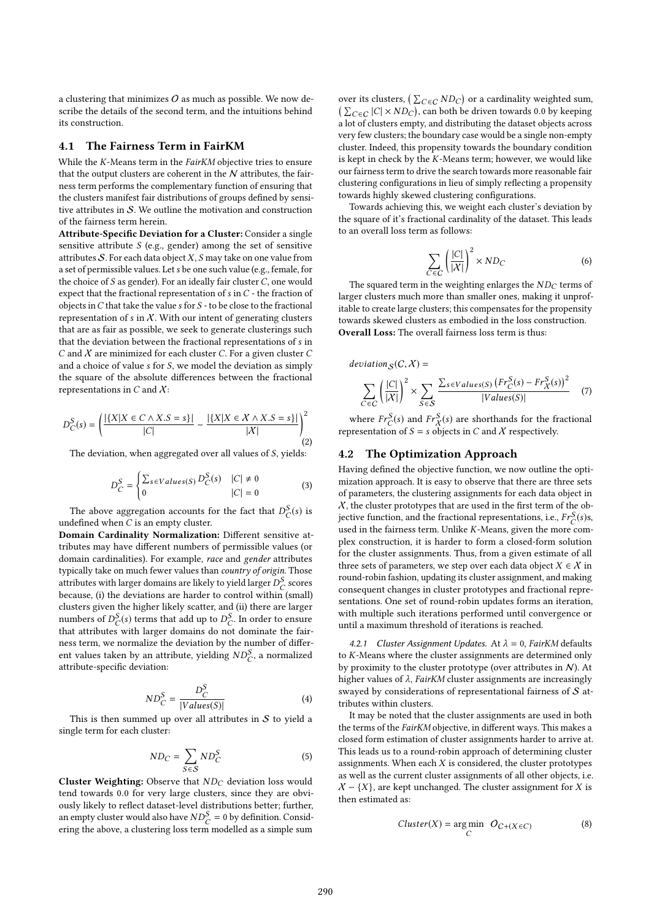a clustering that minimizes $O$ as much as possible. We now describe the details of the second term, and the intuitions behind its construction.

## 4.1 The Fairness Term in FairKM

While the $K$-Means term in the *FairKM* objective tries to ensure that the output clusters are coherent in the $\mathcal{N}$ attributes, the fairness term performs the complementary function of ensuring that the clusters manifest fair distributions of groups defined by sensitive attributes in $\mathcal{S}$. We outline the motivation and construction of the fairness term herein.

**Attribute-Specific Deviation for a Cluster:** Consider a single sensitive attribute $S$ (e.g., gender) among the set of sensitive attributes $\mathcal{S}$. For each data object $X$, $S$ may take on one value from a set of permissible values. Let $s$ be one such value (e.g., female, for the choice of $S$ as gender). For an ideally fair cluster $C$, one would expect that the fractional representation of $s$ in $C$ - the fraction of objects in $C$ that take the value $s$ for $S$ - to be close to the fractional representation of $s$ in $\mathcal{X}$. With our intent of generating clusters that are as fair as possible, we seek to generate clusterings such that the deviation between the fractional representations of $s$ in $C$ and $\mathcal{X}$ are minimized for each cluster $C$. For a given cluster $C$ and a choice of value $s$ for $S$, we model the deviation as simply the square of the absolute differences between the fractional representations in $C$ and $\mathcal{X}$:

$$D_C^S(s) = \left( \frac{|\{X|X \in C \wedge X.S = s\}|}{|C|} - \frac{|\{X|X \in \mathcal{X} \wedge X.S = s\}|}{|\mathcal{X}|} \right)^2 \tag{2}$$

The deviation, when aggregated over all values of $S$, yields:

$$D_C^S = \begin{cases} \sum_{s \in Values(S)} D_C^S(s) & |C| \neq 0 \\ 0 & |C| = 0 \end{cases} \tag{3}$$

The above aggregation accounts for the fact that $D_C^S(s)$ is undefined when $C$ is an empty cluster.

**Domain Cardinality Normalization:** Different sensitive attributes may have different numbers of permissible values (or domain cardinalities). For example, *race* and *gender* attributes typically take on much fewer values than *country of origin*. Those attributes with larger domains are likely to yield larger $D_C^S$ scores because, (i) the deviations are harder to control within (small) clusters given the higher likely scatter, and (ii) there are larger numbers of $D_C^S(s)$ terms that add up to $D_C^S$. In order to ensure that attributes with larger domains do not dominate the fairness term, we normalize the deviation by the number of different values taken by an attribute, yielding $ND_C^S$, a normalized attribute-specific deviation:

$$ND_C^S = \frac{D_C^S}{|Values(S)|} \tag{4}$$

This is then summed up over all attributes in $\mathcal{S}$ to yield a single term for each cluster:

$$ND_C = \sum_{S \in \mathcal{S}} ND_C^S \tag{5}$$

**Cluster Weighting:** Observe that $ND_C$ deviation loss would tend towards 0.0 for very large clusters, since they are obviously likely to reflect dataset-level distributions better; further, an empty cluster would also have $ND_C^S = 0$ by definition. Considering the above, a clustering loss term modelled as a simple sum over its clusters, $\left(\sum_{C \in \mathcal{C}} ND_C\right)$ or a cardinality weighted sum, $\left(\sum_{C \in \mathcal{C}} |C| \times ND_C\right)$, can both be driven towards 0.0 by keeping a lot of clusters empty, and distributing the dataset objects across very few clusters; the boundary case would be a single non-empty cluster. Indeed, this propensity towards the boundary condition is kept in check by the $K$-Means term; however, we would like our fairness term to drive the search towards more reasonable fair clustering configurations in lieu of simply reflecting a propensity towards highly skewed clustering configurations.

Towards achieving this, we weight each cluster's deviation by the square of it's fractional cardinality of the dataset. This leads to an overall loss term as follows:

$$\sum_{C \in \mathcal{C}} \left( \frac{|C|}{|\mathcal{X}|} \right)^2 \times ND_C \tag{6}$$

The squared term in the weighting enlarges the $ND_C$ terms of larger clusters much more than smaller ones, making it unprofitable to create large clusters; this compensates for the propensity towards skewed clusters as embodied in the loss construction.

**Overall Loss:** The overall fairness loss term is thus:

$$deviation_{\mathcal{S}}(\mathcal{C}, \mathcal{X}) = \sum_{C \in \mathcal{C}} \left( \frac{|C|}{|\mathcal{X}|} \right)^2 \times \sum_{S \in \mathcal{S}} \frac{\sum_{s \in Values(S)} \left( Fr_C^S(s) - Fr_{\mathcal{X}}^S(s) \right)^2}{|Values(S)|} \tag{7}$$

where $Fr_C^S(s)$ and $Fr_{\mathcal{X}}^S(s)$ are shorthands for the fractional representation of $S = s$ objects in $C$ and $\mathcal{X}$ respectively.

## 4.2 The Optimization Approach

Having defined the objective function, we now outline the optimization approach. It is easy to observe that there are three sets of parameters, the clustering assignments for each data object in $\mathcal{X}$, the cluster prototypes that are used in the first term of the objective function, and the fractional representations, i.e., $Fr_C^S(s)$s, used in the fairness term. Unlike $K$-Means, given the more complex construction, it is harder to form a closed-form solution for the cluster assignments. Thus, from a given estimate of all three sets of parameters, we step over each data object $X \in \mathcal{X}$ in round-robin fashion, updating its cluster assignment, and making consequent changes in cluster prototypes and fractional representations. One set of round-robin updates forms an iteration, with multiple such iterations performed until convergence or until a maximum threshold of iterations is reached.

### 4.2.1 Cluster Assignment Updates.

At $\lambda = 0$, *FairKM* defaults to $K$-Means where the cluster assignments are determined only by proximity to the cluster prototype (over attributes in $\mathcal{N}$). At higher values of $\lambda$, *FairKM* cluster assignments are increasingly swayed by considerations of representational fairness of $\mathcal{S}$ attributes within clusters.

It may be noted that the cluster assignments are used in both the terms of the *FairKM* objective, in different ways. This makes a closed form estimation of cluster assignments harder to arrive at. This leads us to a round-robin approach of determining cluster assignments. When each $X$ is considered, the cluster prototypes as well as the current cluster assignments of all other objects, i.e. $\mathcal{X} - \{X\}$, are kept unchanged. The cluster assignment for $X$ is then estimated as:

$$Cluster(X) = \arg\min_{C} \; O_{C+(X \in C)} \tag{8}$$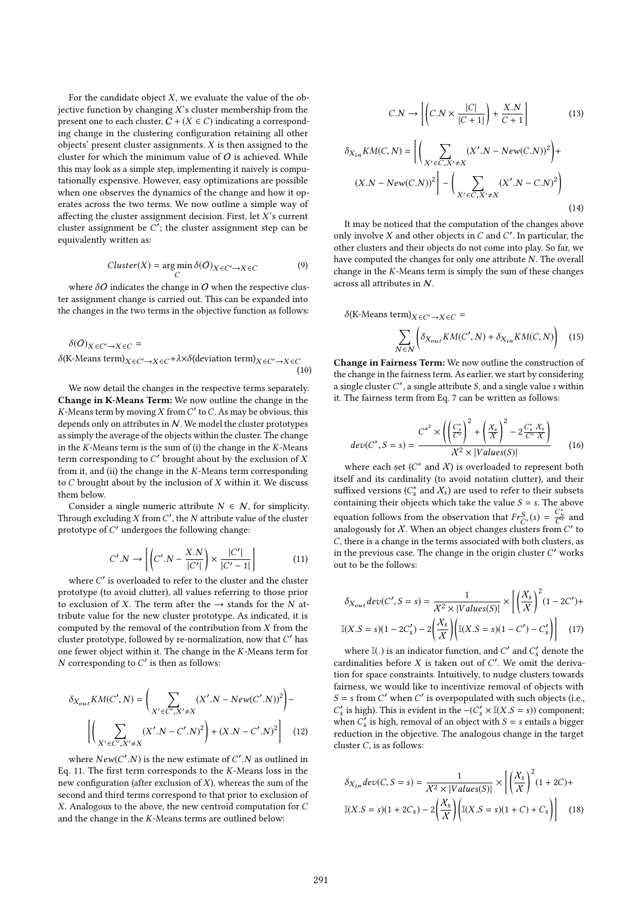For the candidate object $X$, we evaluate the value of the objective function by changing $X$'s cluster membership from the present one to each cluster, $\mathcal{C} + (X \in C)$ indicating a corresponding change in the clustering configuration retaining all other objects' present cluster assignments. $X$ is then assigned to the cluster for which the minimum value of $\mathcal{O}$ is achieved. While this may look as a simple step, implementing it naively is computationally expensive. However, easy optimizations are possible when one observes the dynamics of the change and how it operates across the two terms. We now outline a simple way of affecting the cluster assignment decision. First, let $X$'s current cluster assignment be $C'$; the cluster assignment step can be equivalently written as:

$$Cluster(X) = \arg\min_{C} \delta(\mathcal{O})_{X \in C' \to X \in C} \tag{9}$$

where $\delta\mathcal{O}$ indicates the change in $\mathcal{O}$ when the respective cluster assignment change is carried out. This can be expanded into the changes in the two terms in the objective function as follows:

$$\delta(\mathcal{O})_{X \in C' \to X \in C} =$$
$$\delta(\text{K-Means term})_{X \in C' \to X \in C} + \lambda \times \delta(\text{deviation term})_{X \in C' \to X \in C} \tag{10}$$

We now detail the changes in the respective terms separately.
**Change in K-Means Term:** We now outline the change in the $K$-Means term by moving $X$ from $C'$ to $C$. As may be obvious, this depends only on attributes in $\mathcal{N}$. We model the cluster prototypes as simply the average of the objects within the cluster. The change in the $K$-Means term is the sum of (i) the change in the $K$-Means term corresponding to $C'$ brought about by the exclusion of $X$ from it, and (ii) the change in the $K$-Means term corresponding to $C$ brought about by the inclusion of $X$ within it. We discuss them below.

Consider a single numeric attribute $N \in \mathcal{N}$, for simplicity. Through excluding $X$ from $C'$, the $N$ attribute value of the cluster prototype of $C'$ undergoes the following change:

$$C'.N \to \left[\left(C'.N - \frac{X.N}{|C'|}\right) \times \frac{|C'|}{|C' - 1|}\right] \tag{11}$$

where $C'$ is overloaded to refer to the cluster and the cluster prototype (to avoid clutter), all values referring to those prior to exclusion of $X$. The term after the $\to$ stands for the $N$ attribute value for the new cluster prototype. As indicated, it is computed by the removal of the contribution from $X$ from the cluster prototype, followed by re-normalization, now that $C'$ has one fewer object within it. The change in the $K$-Means term for $N$ corresponding to $C'$ is then as follows:

$$\delta_{X_{out}} KM(C', N) = \left(\sum_{X' \in C', X' \neq X} (X'.N - New(C'.N))^2\right) -$$
$$\left[\left(\sum_{X' \in C', X' \neq X} (X'.N - C'.N)^2\right) + (X.N - C'.N)^2\right] \tag{12}$$

where $New(C'.N)$ is the new estimate of $C'.N$ as outlined in Eq. 11. The first term corresponds to the $K$-Means loss in the new configuration (after exclusion of $X$), whereas the sum of the second and third terms correspond to that prior to exclusion of $X$. Analogous to the above, the new centroid computation for $C$ and the change in the $K$-Means terms are outlined below:

$$C.N \to \left[\left(C.N \times \frac{|C|}{|C + 1|}\right) + \frac{X.N}{C + 1}\right] \tag{13}$$

$$\delta_{X_{in}} KM(C, N) = \left[\left(\sum_{X' \in C, X' \neq X} (X'.N - New(C.N))^2\right) +\right.$$
$$\left.(X.N - New(C.N))^2\right] - \left(\sum_{X' \in C, X' \neq X} (X'.N - C.N)^2\right) \tag{14}$$

It may be noticed that the computation of the changes above only involve $X$ and other objects in $C$ and $C'$. In particular, the other clusters and their objects do not come into play. So far, we have computed the changes for only one attribute $N$. The overall change in the $K$-Means term is simply the sum of these changes across all attributes in $\mathcal{N}$.

$$\delta(\text{K-Means term})_{X \in C' \to X \in C} =$$
$$\sum_{N \in \mathcal{N}} \left(\delta_{X_{out}} KM(C', N) + \delta_{X_{in}} KM(C, N)\right) \tag{15}$$

**Change in Fairness Term:** We now outline the construction of the change in the fairness term. As earlier, we start by considering a single cluster $C^*$, a single attribute $S$, and a single value $s$ within it. The fairness term from Eq. 7 can be written as follows:

$$dev(C^*, S = s) = \frac{C^{*^2} \times \left(\left(\frac{C_s^*}{C^*}\right)^2 + \left(\frac{\mathcal{X}_s}{\mathcal{X}}\right)^2 - 2\frac{C_s^*}{C^*}\frac{\mathcal{X}_s}{\mathcal{X}}\right)}{\mathcal{X}^2 \times |Values(S)|} \tag{16}$$

where each set ($C^*$ and $\mathcal{X}$) is overloaded to represent both itself and its cardinality (to avoid notation clutter), and their suffixed versions ($C_s^*$ and $\mathcal{X}_s$) are used to refer to their subsets containing their objects which take the value $S = s$. The above equation follows from the observation that $Fr_{C^*}^{S}(s) = \frac{C_S^*}{C^*}$ and analogously for $\mathcal{X}$. When an object changes clusters from $C'$ to $C$, there is a change in the terms associated with both clusters, as in the previous case. The change in the origin cluster $C'$ works out to be the follows:

$$\delta_{X_{out}} dev(C', S = s) = \frac{1}{\mathcal{X}^2 \times |Values(S)|} \times \left[\left(\frac{\mathcal{X}_s}{\mathcal{X}}\right)^2 (1 - 2C') +\right.$$
$$\left.\mathbb{I}(X.S = s)(1 - 2C'_s) - 2\left(\frac{\mathcal{X}_s}{\mathcal{X}}\right)\left(\mathbb{I}(X.S = s)(1 - C') - C'_s\right)\right] \tag{17}$$

where $\mathbb{I}(.)$ is an indicator function, and $C'$ and $C'_s$ denote the cardinalities before $X$ is taken out of $C'$. We omit the derivation for space constraints. Intuitively, to nudge clusters towards fairness, we would like to incentivize removal of objects with $S = s$ from $C'$ when $C'$ is overpopulated with such objects (i.e., $C'_s$ is high). This is evident in the $-(C'_s \times \mathbb{I}(X.S = s))$ component; when $C'_s$ is high, removal of an object with $S = s$ entails a bigger reduction in the objective. The analogous change in the target cluster $C$, is as follows:

$$\delta_{X_{in}} dev(C, S = s) = \frac{1}{\mathcal{X}^2 \times |Values(S)|} \times \left[\left(\frac{\mathcal{X}_s}{\mathcal{X}}\right)^2 (1 + 2C) +\right.$$
$$\left.\mathbb{I}(X.S = s)(1 + 2C_s) - 2\left(\frac{\mathcal{X}_s}{\mathcal{X}}\right)\left(\mathbb{I}(X.S = s)(1 + C) + C_s\right)\right] \tag{18}$$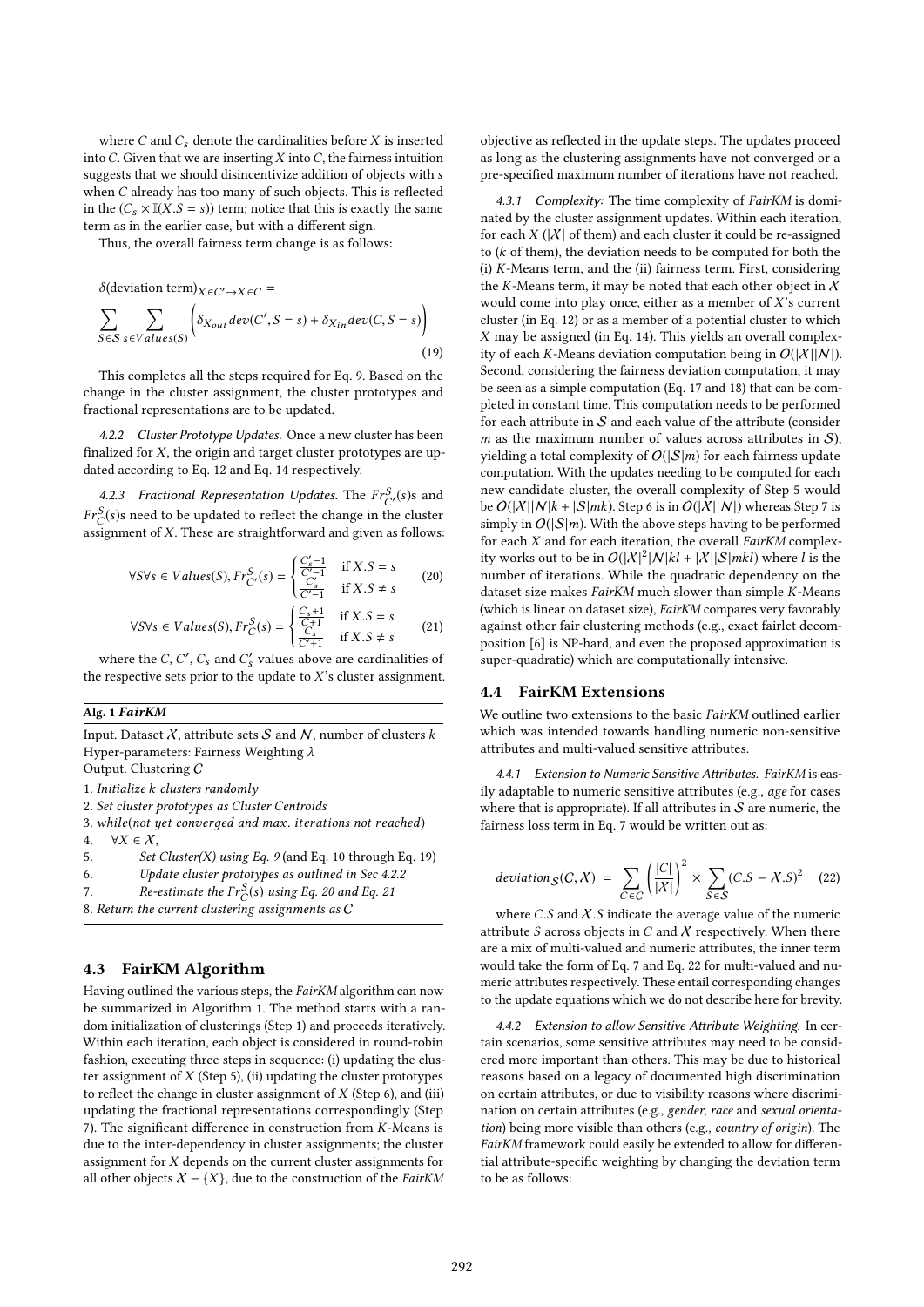where $C$ and $C_s$ denote the cardinalities before $X$ is inserted into $C$. Given that we are inserting $X$ into $C$, the fairness intuition suggests that we should disincentivize addition of objects with $s$ when $C$ already has too many of such objects. This is reflected in the $(C_s \times \mathbb{I}(X.S = s))$ term; notice that this is exactly the same term as in the earlier case, but with a different sign.

Thus, the overall fairness term change is as follows:

$$\delta(\text{deviation term})_{X \in C' \to X \in C} = \sum_{S \in \mathcal{S}} \sum_{s \in Values(S)} \left( \delta_{X_{out}} dev(C', S = s) + \delta_{X_{in}} dev(C, S = s) \right) \tag{19}$$

This completes all the steps required for Eq. 9. Based on the change in the cluster assignment, the cluster prototypes and fractional representations are to be updated.

#### 4.2.2 Cluster Prototype Updates.

Once a new cluster has been finalized for $X$, the origin and target cluster prototypes are updated according to Eq. 12 and Eq. 14 respectively.

#### 4.2.3 Fractional Representation Updates.

The $Fr_{C'}^{S}(s)$s and $Fr_{C}^{S}(s)$s need to be updated to reflect the change in the cluster assignment of $X$. These are straightforward and given as follows:

$$\forall S \forall s \in Values(S), Fr_{C'}^{S}(s) = \begin{cases} \frac{C'_s - 1}{C' - 1} & \text{if } X.S = s \\ \frac{C'_s}{C' - 1} & \text{if } X.S \neq s \end{cases} \tag{20}$$

$$\forall S \forall s \in Values(S), Fr_{C}^{S}(s) = \begin{cases} \frac{C_s + 1}{C + 1} & \text{if } X.S = s \\ \frac{C_s}{C' + 1} & \text{if } X.S \neq s \end{cases} \tag{21}$$

where the $C$, $C'$, $C_s$ and $C'_s$ values above are cardinalities of the respective sets prior to the update to $X$'s cluster assignment.

**Alg. 1 *FairKM***

Input. Dataset $\mathcal{X}$, attribute sets $\mathcal{S}$ and $\mathcal{N}$, number of clusters $k$
Hyper-parameters: Fairness Weighting $\lambda$
Output. Clustering $\mathcal{C}$

1. *Initialize $k$ clusters randomly*
2. *Set cluster prototypes as Cluster Centroids*
3. *while(not yet converged and max. iterations not reached)*
4. $\quad \forall X \in \mathcal{X}$,
5. $\quad\quad$ *Set Cluster(X) using Eq. 9* (and Eq. 10 through Eq. 19)
6. $\quad\quad$ *Update cluster prototypes as outlined in Sec 4.2.2*
7. $\quad\quad$ *Re-estimate the $Fr_{C}^{S}(s)$ using Eq. 20 and Eq. 21*
8. *Return the current clustering assignments as $\mathcal{C}$*

### 4.3 FairKM Algorithm

Having outlined the various steps, the *FairKM* algorithm can now be summarized in Algorithm 1. The method starts with a random initialization of clusterings (Step 1) and proceeds iteratively. Within each iteration, each object is considered in round-robin fashion, executing three steps in sequence: (i) updating the cluster assignment of $X$ (Step 5), (ii) updating the cluster prototypes to reflect the change in cluster assignment of $X$ (Step 6), and (iii) updating the fractional representations correspondingly (Step 7). The significant difference in construction from $K$-Means is due to the inter-dependency in cluster assignments; the cluster assignment for $X$ depends on the current cluster assignments for all other objects $\mathcal{X} - \{X\}$, due to the construction of the *FairKM* objective as reflected in the update steps. The updates proceed as long as the clustering assignments have not converged or a pre-specified maximum number of iterations have not reached.

#### 4.3.1 Complexity:

The time complexity of *FairKM* is dominated by the cluster assignment updates. Within each iteration, for each $X$ ($|\mathcal{X}|$ of them) and each cluster it could be re-assigned to ($k$ of them), the deviation needs to be computed for both the (i) $K$-Means term, and the (ii) fairness term. First, considering the $K$-Means term, it may be noted that each other object in $\mathcal{X}$ would come into play once, either as a member of $X$'s current cluster (in Eq. 12) or as a member of a potential cluster to which $X$ may be assigned (in Eq. 14). This yields an overall complexity of each $K$-Means deviation computation being in $O(|\mathcal{X}||\mathcal{N}|)$. Second, considering the fairness deviation computation, it may be seen as a simple computation (Eq. 17 and 18) that can be completed in constant time. This computation needs to be performed for each attribute in $\mathcal{S}$ and each value of the attribute (consider $m$ as the maximum number of values across attributes in $\mathcal{S}$), yielding a total complexity of $O(|\mathcal{S}|m)$ for each fairness update computation. With the updates needing to be computed for each new candidate cluster, the overall complexity of Step 5 would be $O(|\mathcal{X}||\mathcal{N}|k + |\mathcal{S}|mk)$. Step 6 is in $O(|\mathcal{X}||\mathcal{N}|)$ whereas Step 7 is simply in $O(|\mathcal{S}|m)$. With the above steps having to be performed for each $X$ and for each iteration, the overall *FairKM* complexity works out to be in $O(|\mathcal{X}|^2|\mathcal{N}|kl + |\mathcal{X}||\mathcal{S}|mkl)$ where $l$ is the number of iterations. While the quadratic dependency on the dataset size makes *FairKM* much slower than simple $K$-Means (which is linear on dataset size), *FairKM* compares very favorably against other fair clustering methods (e.g., exact fairlet decomposition [6] is NP-hard, and even the proposed approximation is super-quadratic) which are computationally intensive.

### 4.4 FairKM Extensions

We outline two extensions to the basic *FairKM* outlined earlier which was intended towards handling numeric non-sensitive attributes and multi-valued sensitive attributes.

#### 4.4.1 Extension to Numeric Sensitive Attributes.

*FairKM* is easily adaptable to numeric sensitive attributes (e.g., *age* for cases where that is appropriate). If all attributes in $\mathcal{S}$ are numeric, the fairness loss term in Eq. 7 would be written out as:

$$deviation_{\mathcal{S}}(\mathcal{C}, \mathcal{X}) = \sum_{C \in \mathcal{C}} \left( \frac{|C|}{|\mathcal{X}|} \right)^2 \times \sum_{S \in \mathcal{S}} (C.S - \mathcal{X}.S)^2 \tag{22}$$

where $C.S$ and $\mathcal{X}.S$ indicate the average value of the numeric attribute $S$ across objects in $C$ and $\mathcal{X}$ respectively. When there are a mix of multi-valued and numeric attributes, the inner term would take the form of Eq. 7 and Eq. 22 for multi-valued and numeric attributes respectively. These entail corresponding changes to the update equations which we do not describe here for brevity.

#### 4.4.2 Extension to allow Sensitive Attribute Weighting.

In certain scenarios, some sensitive attributes may need to be considered more important than others. This may be due to historical reasons based on a legacy of documented high discrimination on certain attributes, or due to visibility reasons where discrimination on certain attributes (e.g., *gender*, *race* and *sexual orientation*) being more visible than others (e.g., *country of origin*). The *FairKM* framework could easily be extended to allow for differential attribute-specific weighting by changing the deviation term to be as follows: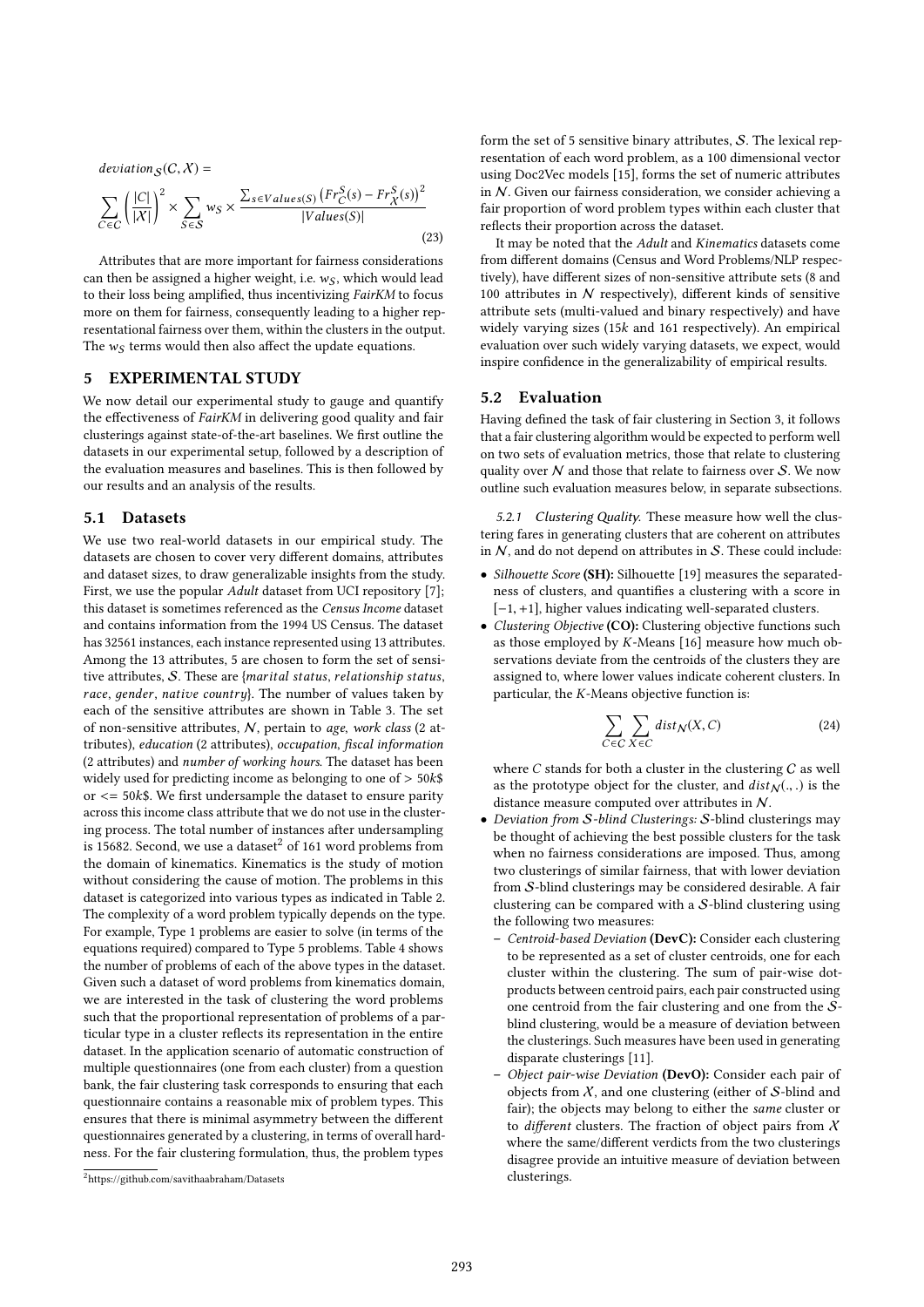$$deviation_{\mathcal{S}}(\mathcal{C}, \mathcal{X}) =$$

$$\sum_{C \in \mathcal{C}} \left( \frac{|C|}{|\mathcal{X}|} \right)^2 \times \sum_{S \in \mathcal{S}} w_S \times \frac{\sum_{s \in Values(S)} \left( Fr_C^S(s) - Fr_{\mathcal{X}}^S(s) \right)^2}{|Values(S)|} \tag{23}$$

Attributes that are more important for fairness considerations can then be assigned a higher weight, i.e. $w_S$, which would lead to their loss being amplified, thus incentivizing *FairKM* to focus more on them for fairness, consequently leading to a higher representational fairness over them, within the clusters in the output. The $w_S$ terms would then also affect the update equations.

# 5 EXPERIMENTAL STUDY

We now detail our experimental study to gauge and quantify the effectiveness of *FairKM* in delivering good quality and fair clusterings against state-of-the-art baselines. We first outline the datasets in our experimental setup, followed by a description of the evaluation measures and baselines. This is then followed by our results and an analysis of the results.

## 5.1 Datasets

We use two real-world datasets in our empirical study. The datasets are chosen to cover very different domains, attributes and dataset sizes, to draw generalizable insights from the study. First, we use the popular *Adult* dataset from UCI repository [7]; this dataset is sometimes referenced as the *Census Income* dataset and contains information from the 1994 US Census. The dataset has 32561 instances, each instance represented using 13 attributes. Among the 13 attributes, 5 are chosen to form the set of sensitive attributes, $\mathcal{S}$. These are {*marital status*, *relationship status*, *race*, *gender*, *native country*}. The number of values taken by each of the sensitive attributes are shown in Table 3. The set of non-sensitive attributes, $\mathcal{N}$, pertain to *age*, *work class* (2 attributes), *education* (2 attributes), *occupation*, *fiscal information* (2 attributes) and *number of working hours*. The dataset has been widely used for predicting income as belonging to one of $> 50k\$$ or $<= 50k\$$. We first undersample the dataset to ensure parity across this income class attribute that we do not use in the clustering process. The total number of instances after undersampling is 15682. Second, we use a dataset[2] of 161 word problems from the domain of kinematics. Kinematics is the study of motion without considering the cause of motion. The problems in this dataset is categorized into various types as indicated in Table 2. The complexity of a word problem typically depends on the type. For example, Type 1 problems are easier to solve (in terms of the equations required) compared to Type 5 problems. Table 4 shows the number of problems of each of the above types in the dataset. Given such a dataset of word problems from kinematics domain, we are interested in the task of clustering the word problems such that the proportional representation of problems of a particular type in a cluster reflects its representation in the entire dataset. In the application scenario of automatic construction of multiple questionnaires (one from each cluster) from a question bank, the fair clustering task corresponds to ensuring that each questionnaire contains a reasonable mix of problem types. This ensures that there is minimal asymmetry between the different questionnaires generated by a clustering, in terms of overall hardness. For the fair clustering formulation, thus, the problem types form the set of 5 sensitive binary attributes, $\mathcal{S}$. The lexical representation of each word problem, as a 100 dimensional vector using Doc2Vec models [15], forms the set of numeric attributes in $\mathcal{N}$. Given our fairness consideration, we consider achieving a fair proportion of word problem types within each cluster that reflects their proportion across the dataset.

[2] https://github.com/savithaabraham/Datasets

It may be noted that the *Adult* and *Kinematics* datasets come from different domains (Census and Word Problems/NLP respectively), have different sizes of non-sensitive attribute sets (8 and 100 attributes in $\mathcal{N}$ respectively), different kinds of sensitive attribute sets (multi-valued and binary respectively) and have widely varying sizes ($15k$ and 161 respectively). An empirical evaluation over such widely varying datasets, we expect, would inspire confidence in the generalizability of empirical results.

## 5.2 Evaluation

Having defined the task of fair clustering in Section 3, it follows that a fair clustering algorithm would be expected to perform well on two sets of evaluation metrics, those that relate to clustering quality over $\mathcal{N}$ and those that relate to fairness over $\mathcal{S}$. We now outline such evaluation measures below, in separate subsections.

### 5.2.1 Clustering Quality.

These measure how well the clustering fares in generating clusters that are coherent on attributes in $\mathcal{N}$, and do not depend on attributes in $\mathcal{S}$. These could include:

- *Silhouette Score* **(SH):** Silhouette [19] measures the separatedness of clusters, and quantifies a clustering with a score in $[-1, +1]$, higher values indicating well-separated clusters.
- *Clustering Objective* **(CO):** Clustering objective functions such as those employed by $K$-Means [16] measure how much observations deviate from the centroids of the clusters they are assigned to, where lower values indicate coherent clusters. In particular, the $K$-Means objective function is:

$$\sum_{C \in \mathcal{C}} \sum_{X \in C} dist_{\mathcal{N}}(X, C) \tag{24}$$

  where $C$ stands for both a cluster in the clustering $\mathcal{C}$ as well as the prototype object for the cluster, and $dist_{\mathcal{N}}(.,.)$ is the distance measure computed over attributes in $\mathcal{N}$.
- *Deviation from $\mathcal{S}$-blind Clusterings:* $\mathcal{S}$-blind clusterings may be thought of achieving the best possible clusters for the task when no fairness considerations are imposed. Thus, among two clusterings of similar fairness, that with lower deviation from $\mathcal{S}$-blind clusterings may be considered desirable. A fair clustering can be compared with a $\mathcal{S}$-blind clustering using the following two measures:
  - *Centroid-based Deviation* **(DevC):** Consider each clustering to be represented as a set of cluster centroids, one for each cluster within the clustering. The sum of pair-wise dot-products between centroid pairs, each pair constructed using one centroid from the fair clustering and one from the $\mathcal{S}$-blind clustering, would be a measure of deviation between the clusterings. Such measures have been used in generating disparate clusterings [11].
  - *Object pair-wise Deviation* **(DevO):** Consider each pair of objects from $\mathcal{X}$, and one clustering (either of $\mathcal{S}$-blind and fair); the objects may belong to either the *same* cluster or to *different* clusters. The fraction of object pairs from $\mathcal{X}$ where the same/different verdicts from the two clusterings disagree provide an intuitive measure of deviation between clusterings.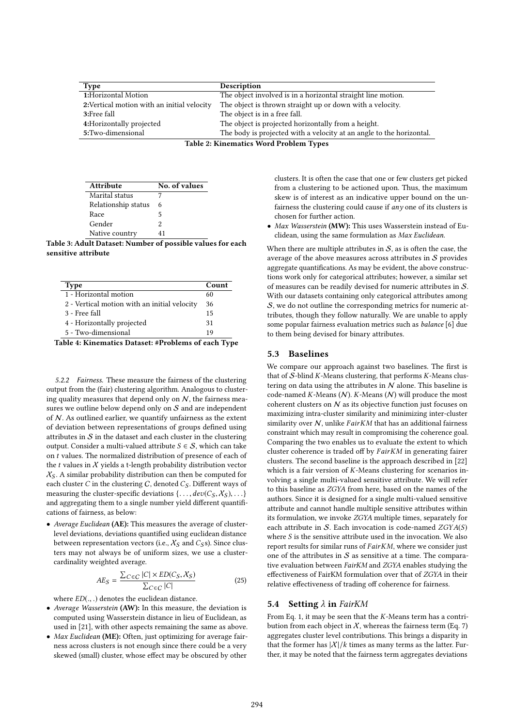| Type | Description |
|---|---|
| **1:**Horizontal Motion | The object involved is in a horizontal straight line motion. |
| **2:**Vertical motion with an initial velocity | The object is thrown straight up or down with a velocity. |
| **3:**Free fall | The object is in a free fall. |
| **4:**Horizontally projected | The object is projected horizontally from a height. |
| **5:**Two-dimensional | The body is projected with a velocity at an angle to the horizontal. |

**Table 2: Kinematics Word Problem Types**

| Attribute | No. of values |
|---|---|
| Marital status | 7 |
| Relationship status | 6 |
| Race | 5 |
| Gender | 2 |
| Native country | 41 |

**Table 3: Adult Dataset: Number of possible values for each sensitive attribute**

| Type | Count |
|---|---|
| 1 - Horizontal motion | 60 |
| 2 - Vertical motion with an initial velocity | 36 |
| 3 - Free fall | 15 |
| 4 - Horizontally projected | 31 |
| 5 - Two-dimensional | 19 |

**Table 4: Kinematics Dataset: #Problems of each Type**

*5.2.2 Fairness.* These measure the fairness of the clustering output from the (fair) clustering algorithm. Analogous to clustering quality measures that depend only on $\mathcal{N}$, the fairness measures we outline below depend only on $\mathcal{S}$ and are independent of $\mathcal{N}$. As outlined earlier, we quantify unfairness as the extent of deviation between representations of groups defined using attributes in $\mathcal{S}$ in the dataset and each cluster in the clustering output. Consider a multi-valued attribute $S \in \mathcal{S}$, which can take on $t$ values. The normalized distribution of presence of each of the $t$ values in $\mathcal{X}$ yields a t-length probability distribution vector $\mathcal{X}_S$. A similar probability distribution can then be computed for each cluster $C$ in the clustering $\mathcal{C}$, denoted $C_S$. Different ways of measuring the cluster-specific deviations $\{\ldots, dev(C_S, \mathcal{X}_S), \ldots\}$ and aggregating them to a single number yield different quantifications of fairness, as below:

- *Average Euclidean* **(AE):** This measures the average of cluster-level deviations, deviations quantified using euclidean distance between representation vectors (i.e., $\mathcal{X}_S$ and $C_S$s). Since clusters may not always be of uniform sizes, we use a cluster-cardinality weighted average.

$$AE_S = \frac{\sum_{C \in \mathcal{C}} |C| \times ED(C_S, \mathcal{X}_S)}{\sum_{C \in \mathcal{C}} |C|} \tag{25}$$

where $ED(.,.)$ denotes the euclidean distance.

- *Average Wasserstein* **(AW):** In this measure, the deviation is computed using Wasserstein distance in lieu of Euclidean, as used in [21], with other aspects remaining the same as above.
- *Max Euclidean* **(ME):** Often, just optimizing for average fairness across clusters is not enough since there could be a very skewed (small) cluster, whose effect may be obscured by other clusters. It is often the case that one or few clusters get picked from a clustering to be actioned upon. Thus, the maximum skew is of interest as an indicative upper bound on the unfairness the clustering could cause if *any* one of its clusters is chosen for further action.
- *Max Wasserstein* **(MW):** This uses Wasserstein instead of Euclidean, using the same formulation as *Max Euclidean*.

When there are multiple attributes in $\mathcal{S}$, as is often the case, the average of the above measures across attributes in $\mathcal{S}$ provides aggregate quantifications. As may be evident, the above constructions work only for categorical attributes; however, a similar set of measures can be readily devised for numeric attributes in $\mathcal{S}$. With our datasets containing only categorical attributes among $\mathcal{S}$, we do not outline the corresponding metrics for numeric attributes, though they follow naturally. We are unable to apply some popular fairness evaluation metrics such as *balance* [6] due to them being devised for binary attributes.

## 5.3 Baselines

We compare our approach against two baselines. The first is that of $\mathcal{S}$-blind *K*-Means clustering, that performs *K*-Means clustering on data using the attributes in $\mathcal{N}$ alone. This baseline is code-named *K*-Means ($\mathcal{N}$). *K*-Means ($\mathcal{N}$) will produce the most coherent clusters on $\mathcal{N}$ as its objective function just focuses on maximizing intra-cluster similarity and minimizing inter-cluster similarity over $\mathcal{N}$, unlike *FairKM* that has an additional fairness constraint which may result in compromising the coherence goal. Comparing the two enables us to evaluate the extent to which cluster coherence is traded off by *FairKM* in generating fairer clusters. The second baseline is the approach described in [22] which is a fair version of *K*-Means clustering for scenarios involving a single multi-valued sensitive attribute. We will refer to this baseline as *ZGYA* from here, based on the names of the authors. Since it is designed for a single multi-valued sensitive attribute and cannot handle multiple sensitive attributes within its formulation, we invoke *ZGYA* multiple times, separately for each attribute in $\mathcal{S}$. Each invocation is code-named *ZGYA*($S$) where $S$ is the sensitive attribute used in the invocation. We also report results for similar runs of *FairKM*, where we consider just one of the attributes in $\mathcal{S}$ as sensitive at a time. The comparative evaluation between *FairKM* and *ZGYA* enables studying the effectiveness of FairKM formulation over that of *ZGYA* in their relative effectiveness of trading off coherence for fairness.

## 5.4 Setting $\lambda$ in *FairKM*

From Eq. 1, it may be seen that the *K*-Means term has a contribution from each object in $\mathcal{X}$, whereas the fairness term (Eq. 7) aggregates cluster level contributions. This brings a disparity in that the former has $|\mathcal{X}|/k$ times as many terms as the latter. Further, it may be noted that the fairness term aggregates deviations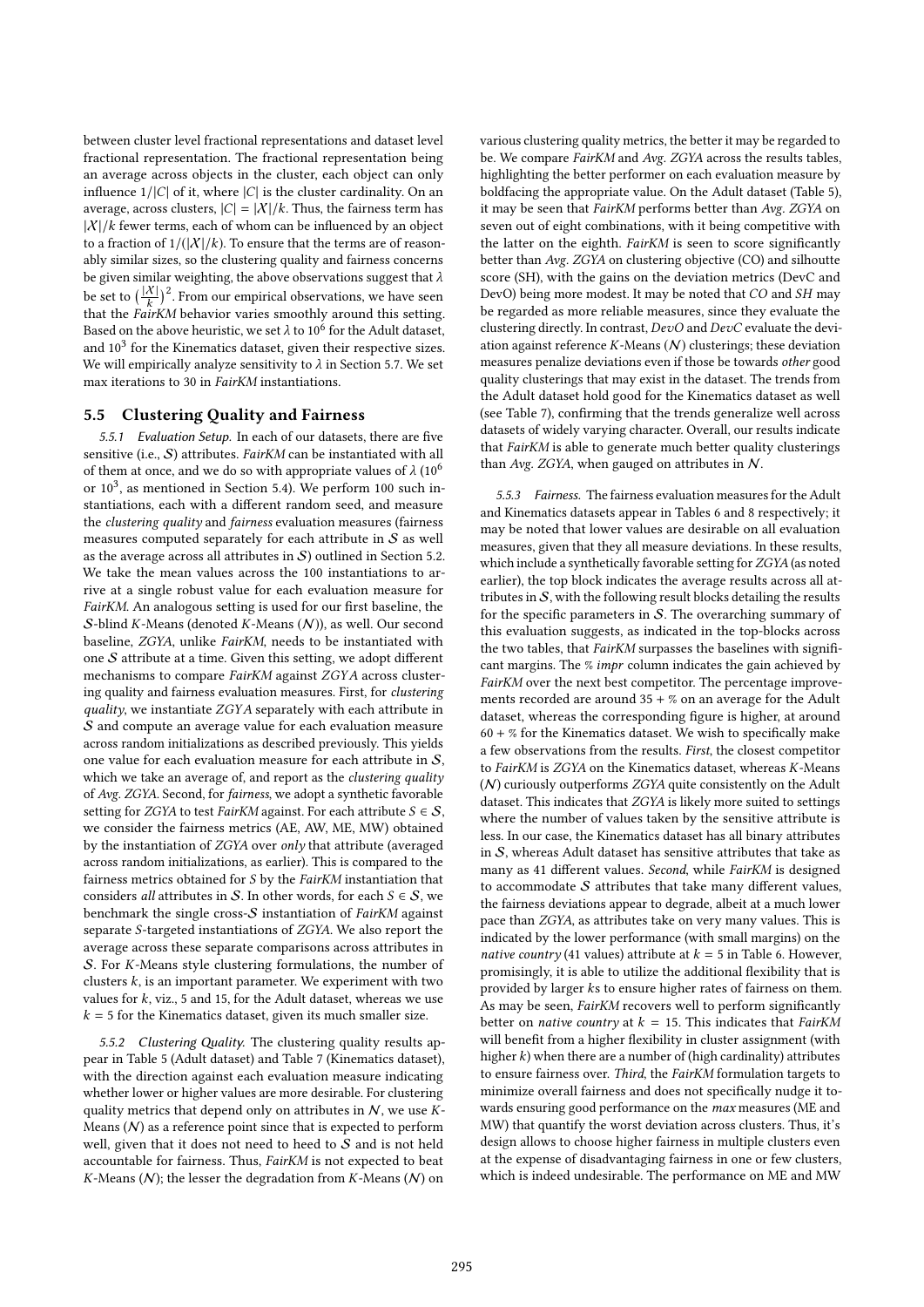between cluster level fractional representations and dataset level fractional representation. The fractional representation being an average across objects in the cluster, each object can only influence $1/|C|$ of it, where $|C|$ is the cluster cardinality. On an average, across clusters, $|C| = |\mathcal{X}|/k$. Thus, the fairness term has $|\mathcal{X}|/k$ fewer terms, each of whom can be influenced by an object to a fraction of $1/(|\mathcal{X}|/k)$. To ensure that the terms are of reasonably similar sizes, so the clustering quality and fairness concerns be given similar weighting, the above observations suggest that $\lambda$ be set to $\left(\frac{|\mathcal{X}|}{k}\right)^2$. From our empirical observations, we have seen that the *FairKM* behavior varies smoothly around this setting. Based on the above heuristic, we set $\lambda$ to $10^6$ for the Adult dataset, and $10^3$ for the Kinematics dataset, given their respective sizes. We will empirically analyze sensitivity to $\lambda$ in Section 5.7. We set max iterations to 30 in *FairKM* instantiations.

### 5.5 Clustering Quality and Fairness

*5.5.1 Evaluation Setup.* In each of our datasets, there are five sensitive (i.e., $\mathcal{S}$) attributes. *FairKM* can be instantiated with all of them at once, and we do so with appropriate values of $\lambda$ ($10^6$ or $10^3$, as mentioned in Section 5.4). We perform 100 such instantiations, each with a different random seed, and measure the *clustering quality* and *fairness* evaluation measures (fairness measures computed separately for each attribute in $\mathcal{S}$ as well as the average across all attributes in $\mathcal{S}$) outlined in Section 5.2. We take the mean values across the 100 instantiations to arrive at a single robust value for each evaluation measure for *FairKM*. An analogous setting is used for our first baseline, the $\mathcal{S}$-blind $K$-Means (denoted $K$-Means ($\mathcal{N}$)), as well. Our second baseline, *ZGYA*, unlike *FairKM*, needs to be instantiated with one $\mathcal{S}$ attribute at a time. Given this setting, we adopt different mechanisms to compare *FairKM* against $ZGYA$ across clustering quality and fairness evaluation measures. First, for *clustering quality*, we instantiate $ZGYA$ separately with each attribute in $\mathcal{S}$ and compute an average value for each evaluation measure across random initializations as described previously. This yields one value for each evaluation measure for each attribute in $\mathcal{S}$, which we take an average of, and report as the *clustering quality* of *Avg. ZGYA*. Second, for *fairness*, we adopt a synthetic favorable setting for *ZGYA* to test *FairKM* against. For each attribute $S \in \mathcal{S}$, we consider the fairness metrics (AE, AW, ME, MW) obtained by the instantiation of *ZGYA* over *only* that attribute (averaged across random initializations, as earlier). This is compared to the fairness metrics obtained for $S$ by the *FairKM* instantiation that considers *all* attributes in $\mathcal{S}$. In other words, for each $S \in \mathcal{S}$, we benchmark the single cross-$\mathcal{S}$ instantiation of *FairKM* against separate $S$-targeted instantiations of *ZGYA*. We also report the average across these separate comparisons across attributes in $\mathcal{S}$. For $K$-Means style clustering formulations, the number of clusters $k$, is an important parameter. We experiment with two values for $k$, viz., 5 and 15, for the Adult dataset, whereas we use $k = 5$ for the Kinematics dataset, given its much smaller size.

*5.5.2 Clustering Quality.* The clustering quality results appear in Table 5 (Adult dataset) and Table 7 (Kinematics dataset), with the direction against each evaluation measure indicating whether lower or higher values are more desirable. For clustering quality metrics that depend only on attributes in $\mathcal{N}$, we use $K$-Means ($\mathcal{N}$) as a reference point since that is expected to perform well, given that it does not need to heed to $\mathcal{S}$ and is not held accountable for fairness. Thus, *FairKM* is not expected to beat $K$-Means ($\mathcal{N}$); the lesser the degradation from $K$-Means ($\mathcal{N}$) on various clustering quality metrics, the better it may be regarded to be. We compare *FairKM* and *Avg. ZGYA* across the results tables, highlighting the better performer on each evaluation measure by boldfacing the appropriate value. On the Adult dataset (Table 5), it may be seen that *FairKM* performs better than *Avg. ZGYA* on seven out of eight combinations, with it being competitive with the latter on the eighth. *FairKM* is seen to score significantly better than *Avg. ZGYA* on clustering objective (CO) and silhoutte score (SH), with the gains on the deviation metrics (DevC and DevO) being more modest. It may be noted that *CO* and *SH* may be regarded as more reliable measures, since they evaluate the clustering directly. In contrast, *DevO* and *DevC* evaluate the deviation against reference $K$-Means ($\mathcal{N}$) clusterings; these deviation measures penalize deviations even if those be towards *other* good quality clusterings that may exist in the dataset. The trends from the Adult dataset hold good for the Kinematics dataset as well (see Table 7), confirming that the trends generalize well across datasets of widely varying character. Overall, our results indicate that *FairKM* is able to generate much better quality clusterings than *Avg. ZGYA*, when gauged on attributes in $\mathcal{N}$.

*5.5.3 Fairness.* The fairness evaluation measures for the Adult and Kinematics datasets appear in Tables 6 and 8 respectively; it may be noted that lower values are desirable on all evaluation measures, given that they all measure deviations. In these results, which include a synthetically favorable setting for *ZGYA* (as noted earlier), the top block indicates the average results across all attributes in $\mathcal{S}$, with the following result blocks detailing the results for the specific parameters in $\mathcal{S}$. The overarching summary of this evaluation suggests, as indicated in the top-blocks across the two tables, that *FairKM* surpasses the baselines with significant margins. The *% impr* column indicates the gain achieved by *FairKM* over the next best competitor. The percentage improvements recorded are around 35 + % on an average for the Adult dataset, whereas the corresponding figure is higher, at around 60 + % for the Kinematics dataset. We wish to specifically make a few observations from the results. *First*, the closest competitor to *FairKM* is *ZGYA* on the Kinematics dataset, whereas $K$-Means ($\mathcal{N}$) curiously outperforms *ZGYA* quite consistently on the Adult dataset. This indicates that *ZGYA* is likely more suited to settings where the number of values taken by the sensitive attribute is less. In our case, the Kinematics dataset has all binary attributes in $\mathcal{S}$, whereas Adult dataset has sensitive attributes that take as many as 41 different values. *Second*, while *FairKM* is designed to accommodate $\mathcal{S}$ attributes that take many different values, the fairness deviations appear to degrade, albeit at a much lower pace than *ZGYA*, as attributes take on very many values. This is indicated by the lower performance (with small margins) on the *native country* (41 values) attribute at $k = 5$ in Table 6. However, promisingly, it is able to utilize the additional flexibility that is provided by larger $k$s to ensure higher rates of fairness on them. As may be seen, *FairKM* recovers well to perform significantly better on *native country* at $k = 15$. This indicates that *FairKM* will benefit from a higher flexibility in cluster assignment (with higher $k$) when there are a number of (high cardinality) attributes to ensure fairness over. *Third*, the *FairKM* formulation targets to minimize overall fairness and does not specifically nudge it towards ensuring good performance on the *max* measures (ME and MW) that quantify the worst deviation across clusters. Thus, it's design allows to choose higher fairness in multiple clusters even at the expense of disadvantaging fairness in one or few clusters, which is indeed undesirable. The performance on ME and MW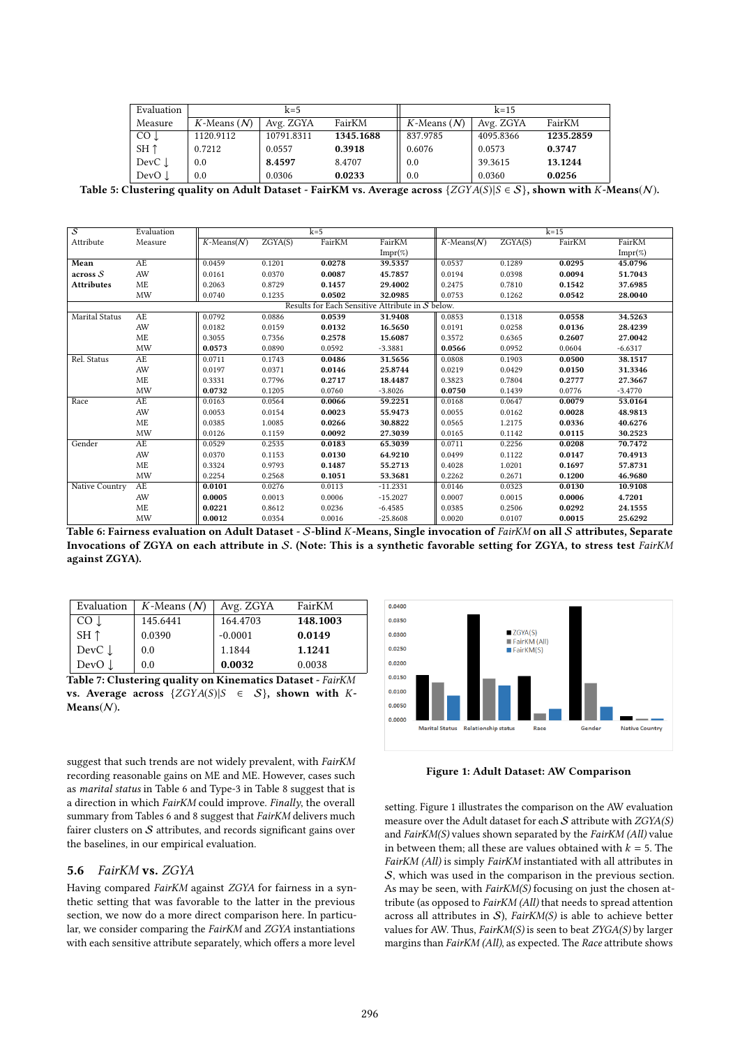| Evaluation Measure | k=5 | | | k=15 | | |
|---|---|---|---|---|---|---|
| | $K$-Means ($\mathcal{N}$) | Avg. ZGYA | FairKM | $K$-Means ($\mathcal{N}$) | Avg. ZGYA | FairKM |
| CO ↓ | 1120.9112 | 10791.8311 | **1345.1688** | 837.9785 | 4095.8366 | **1235.2859** |
| SH ↑ | 0.7212 | 0.0557 | **0.3918** | 0.6076 | 0.0573 | **0.3747** |
| DevC ↓ | 0.0 | **8.4597** | 8.4707 | 0.0 | 39.3615 | **13.1244** |
| DevO ↓ | 0.0 | 0.0306 | **0.0233** | 0.0 | 0.0360 | **0.0256** |

**Table 5: Clustering quality on Adult Dataset - FairKM vs. Average across $\{ZGYA(S)|S \in \mathcal{S}\}$, shown with $K$-Means($\mathcal{N}$).**

| $\mathcal{S}$ Attribute | Evaluation Measure | k=5 | | | | k=15 | | | |
|---|---|---|---|---|---|---|---|---|---|
| | | $K$-Means($\mathcal{N}$) | ZGYA(S) | FairKM | FairKM Impr(%) | $K$-Means($\mathcal{N}$) | ZGYA(S) | FairKM | FairKM Impr(%) |
| **Mean across $\mathcal{S}$ Attributes** | AE | 0.0459 | 0.1201 | **0.0278** | **39.5357** | 0.0537 | 0.1289 | **0.0295** | **45.0796** |
| | AW | 0.0161 | 0.0370 | **0.0087** | **45.7857** | 0.0194 | 0.0398 | **0.0094** | **51.7043** |
| | ME | 0.2063 | 0.8729 | **0.1457** | **29.4002** | 0.2475 | 0.7810 | **0.1542** | **37.6985** |
| | MW | 0.0740 | 0.1235 | **0.0502** | **32.0985** | 0.0753 | 0.1262 | **0.0542** | **28.0040** |
| Results for Each Sensitive Attribute in $\mathcal{S}$ below. | | | | | | | | | |
| Marital Status | AE | 0.0792 | 0.0886 | **0.0539** | **31.9408** | 0.0853 | 0.1318 | **0.0558** | **34.5263** |
| | AW | 0.0182 | 0.0159 | **0.0132** | **16.5650** | 0.0191 | 0.0258 | **0.0136** | **28.4239** |
| | ME | 0.3055 | 0.7356 | **0.2578** | **15.6087** | 0.3572 | 0.6365 | **0.2607** | **27.0042** |
| | MW | **0.0573** | 0.0890 | 0.0592 | -3.3881 | **0.0566** | 0.0952 | 0.0604 | -6.6317 |
| Rel. Status | AE | 0.0711 | 0.1743 | **0.0486** | **31.5656** | 0.0808 | 0.1903 | **0.0500** | **38.1517** |
| | AW | 0.0197 | 0.0371 | **0.0146** | **25.8744** | 0.0219 | 0.0429 | **0.0150** | **31.3346** |
| | ME | 0.3331 | 0.7796 | **0.2717** | **18.4487** | 0.3823 | 0.7804 | **0.2777** | **27.3667** |
| | MW | **0.0732** | 0.1205 | 0.0760 | -3.8026 | **0.0750** | 0.1439 | 0.0776 | -3.4770 |
| Race | AE | 0.0163 | 0.0564 | **0.0066** | **59.2251** | 0.0168 | 0.0647 | **0.0079** | **53.0164** |
| | AW | 0.0053 | 0.0154 | **0.0023** | **55.9473** | 0.0055 | 0.0162 | **0.0028** | **48.9813** |
| | ME | 0.0385 | 1.0085 | **0.0266** | **30.8822** | 0.0565 | 1.2175 | **0.0336** | **40.6276** |
| | MW | 0.0126 | 0.1159 | **0.0092** | **27.3039** | 0.0165 | 0.1142 | **0.0115** | **30.2523** |
| Gender | AE | 0.0529 | 0.2535 | **0.0183** | **65.3039** | 0.0711 | 0.2256 | **0.0208** | **70.7472** |
| | AW | 0.0370 | 0.1153 | **0.0130** | **64.9210** | 0.0499 | 0.1122 | **0.0147** | **70.4913** |
| | ME | 0.3324 | 0.9793 | **0.1487** | **55.2713** | 0.4028 | 1.0201 | **0.1697** | **57.8731** |
| | MW | 0.2254 | 0.2568 | **0.1051** | **53.3681** | 0.2262 | 0.2671 | **0.1200** | **46.9680** |
| Native Country | AE | **0.0101** | 0.0276 | 0.0113 | -11.2331 | 0.0146 | 0.0323 | **0.0130** | **10.9108** |
| | AW | **0.0005** | 0.0013 | 0.0006 | -15.2027 | 0.0007 | 0.0015 | **0.0006** | **4.7201** |
| | ME | **0.0221** | 0.8612 | 0.0236 | -6.4585 | 0.0385 | 0.2506 | **0.0292** | **24.1555** |
| | MW | **0.0012** | 0.0354 | 0.0016 | -25.8608 | 0.0020 | 0.0107 | **0.0015** | **25.6292** |

**Table 6: Fairness evaluation on Adult Dataset - $\mathcal{S}$-blind $K$-Means, Single invocation of *FairKM* on all $\mathcal{S}$ attributes, Separate Invocations of ZGYA on each attribute in $\mathcal{S}$. (Note: This is a synthetic favorable setting for ZGYA, to stress test *FairKM* against ZGYA).**

| Evaluation | $K$-Means ($\mathcal{N}$) | Avg. ZGYA | FairKM |
|---|---|---|---|
| CO ↓ | 145.6441 | 164.4703 | **148.1003** |
| SH ↑ | 0.0390 | -0.0001 | **0.0149** |
| DevC ↓ | 0.0 | 1.1844 | **1.1241** |
| DevO ↓ | 0.0 | **0.0032** | 0.0038 |

**Table 7: Clustering quality on Kinematics Dataset - *FairKM* vs. Average across $\{ZGYA(S)|S \in \mathcal{S}\}$, shown with $K$-Means($\mathcal{N}$).**

suggest that such trends are not widely prevalent, with *FairKM* recording reasonable gains on ME and ME. However, cases such as *marital status* in Table 6 and Type-3 in Table 8 suggest that is a direction in which *FairKM* could improve. *Finally*, the overall summary from Tables 6 and 8 suggest that *FairKM* delivers much fairer clusters on $\mathcal{S}$ attributes, and records significant gains over the baselines, in our empirical evaluation.

## 5.6 *FairKM* vs. *ZGYA*

Having compared *FairKM* against *ZGYA* for fairness in a synthetic setting that was favorable to the latter in the previous section, we now do a more direct comparison here. In particular, we consider comparing the *FairKM* and *ZGYA* instantiations with each sensitive attribute separately, which offers a more level setting. Figure 1 illustrates the comparison on the AW evaluation measure over the Adult dataset for each $\mathcal{S}$ attribute with *ZGYA(S)* and *FairKM(S)* values shown separated by the *FairKM (All)* value in between them; all these are values obtained with $k = 5$. The *FairKM (All)* is simply *FairKM* instantiated with all attributes in $\mathcal{S}$, which was used in the comparison in the previous section. As may be seen, with *FairKM(S)* focusing on just the chosen attribute (as opposed to *FairKM (All)* that needs to spread attention across all attributes in $\mathcal{S}$), *FairKM(S)* is able to achieve better values for AW. Thus, *FairKM(S)* is seen to beat *ZYGA(S)* by larger margins than *FairKM (All)*, as expected. The *Race* attribute shows

**Figure 1: Adult Dataset: AW Comparison**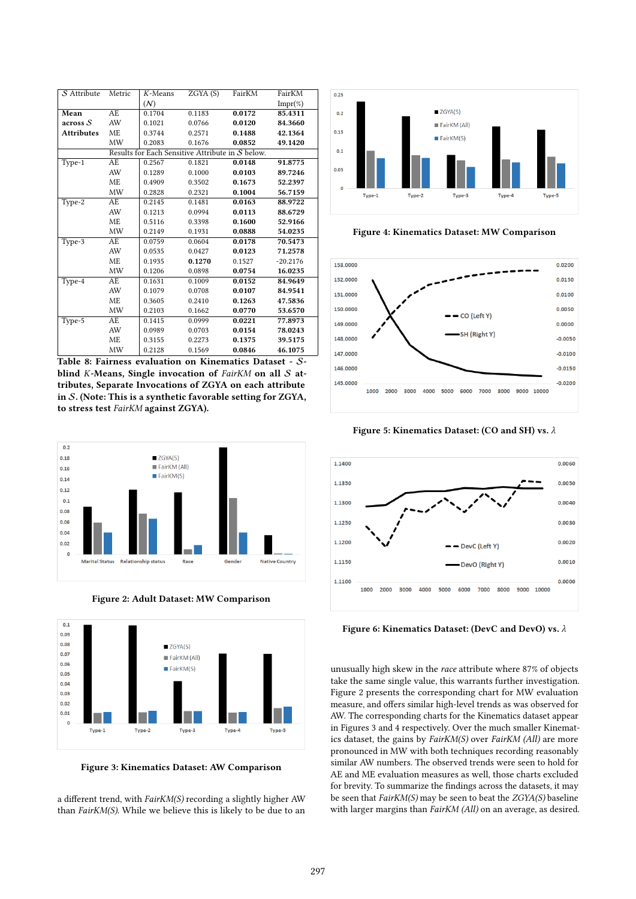| $\mathcal{S}$ Attribute | Metric | $K$-Means ($\mathcal{N}$) | ZGYA ($\mathcal{S}$) | FairKM | FairKM Impr(%) |
|---|---|---|---|---|---|
| **Mean across $\mathcal{S}$ Attributes** | AE | 0.1704 | 0.1183 | **0.0172** | **85.4311** |
| | AW | 0.1021 | 0.0766 | **0.0120** | **84.3660** |
| | ME | 0.3744 | 0.2571 | **0.1488** | **42.1364** |
| | MW | 0.2083 | 0.1676 | **0.0852** | **49.1420** |
| | Results for Each Sensitive Attribute in $\mathcal{S}$ below. | | | | |
| Type-1 | AE | 0.2567 | 0.1821 | **0.0148** | **91.8775** |
| | AW | 0.1289 | 0.1000 | **0.0103** | **89.7246** |
| | ME | 0.4909 | 0.3502 | **0.1673** | **52.2397** |
| | MW | 0.2828 | 0.2321 | **0.1004** | **56.7159** |
| Type-2 | AE | 0.2145 | 0.1481 | **0.0163** | **88.9722** |
| | AW | 0.1213 | 0.0994 | **0.0113** | **88.6729** |
| | ME | 0.5116 | 0.3398 | **0.1600** | **52.9166** |
| | MW | 0.2149 | 0.1931 | **0.0888** | **54.0235** |
| Type-3 | AE | 0.0759 | 0.0604 | **0.0178** | **70.5473** |
| | AW | 0.0535 | 0.0427 | **0.0123** | **71.2578** |
| | ME | 0.1935 | **0.1270** | 0.1527 | -20.2176 |
| | MW | 0.1206 | 0.0898 | **0.0754** | **16.0235** |
| Type-4 | AE | 0.1631 | 0.1009 | **0.0152** | **84.9649** |
| | AW | 0.1079 | 0.0708 | **0.0107** | **84.9541** |
| | ME | 0.3605 | 0.2410 | **0.1263** | **47.5836** |
| | MW | 0.2103 | 0.1662 | **0.0770** | **53.6570** |
| Type-5 | AE | 0.1415 | 0.0999 | **0.0221** | **77.8973** |
| | AW | 0.0989 | 0.0703 | **0.0154** | **78.0243** |
| | ME | 0.3155 | 0.2273 | **0.1375** | **39.5175** |
| | MW | 0.2128 | 0.1569 | **0.0846** | **46.1075** |

**Table 8: Fairness evaluation on Kinematics Dataset - $\mathcal{S}$-blind $K$-Means, Single invocation of *FairKM* on all $\mathcal{S}$ attributes, Separate Invocations of ZGYA on each attribute in $\mathcal{S}$. (Note: This is a synthetic favorable setting for ZGYA, to stress test *FairKM* against ZGYA).**

**Figure 2: Adult Dataset: MW Comparison**

**Figure 3: Kinematics Dataset: AW Comparison**

a different trend, with *FairKM(S)* recording a slightly higher AW than *FairKM(S)*. While we believe this is likely to be due to an unusually high skew in the *race* attribute where 87% of objects take the same single value, this warrants further investigation. Figure 2 presents the corresponding chart for MW evaluation measure, and offers similar high-level trends as was observed for AW. The corresponding charts for the Kinematics dataset appear in Figures 3 and 4 respectively. Over the much smaller Kinematics dataset, the gains by *FairKM(S)* over *FairKM (All)* are more pronounced in MW with both techniques recording reasonably similar AW numbers. The observed trends were seen to hold for AE and ME evaluation measures as well, those charts excluded for brevity. To summarize the findings across the datasets, it may be seen that *FairKM(S)* may be seen to beat the *ZGYA(S)* baseline with larger margins than *FairKM (All)* on an average, as desired.

**Figure 4: Kinematics Dataset: MW Comparison**

**Figure 5: Kinematics Dataset: (CO and SH) vs. $\lambda$**

**Figure 6: Kinematics Dataset: (DevC and DevO) vs. $\lambda$**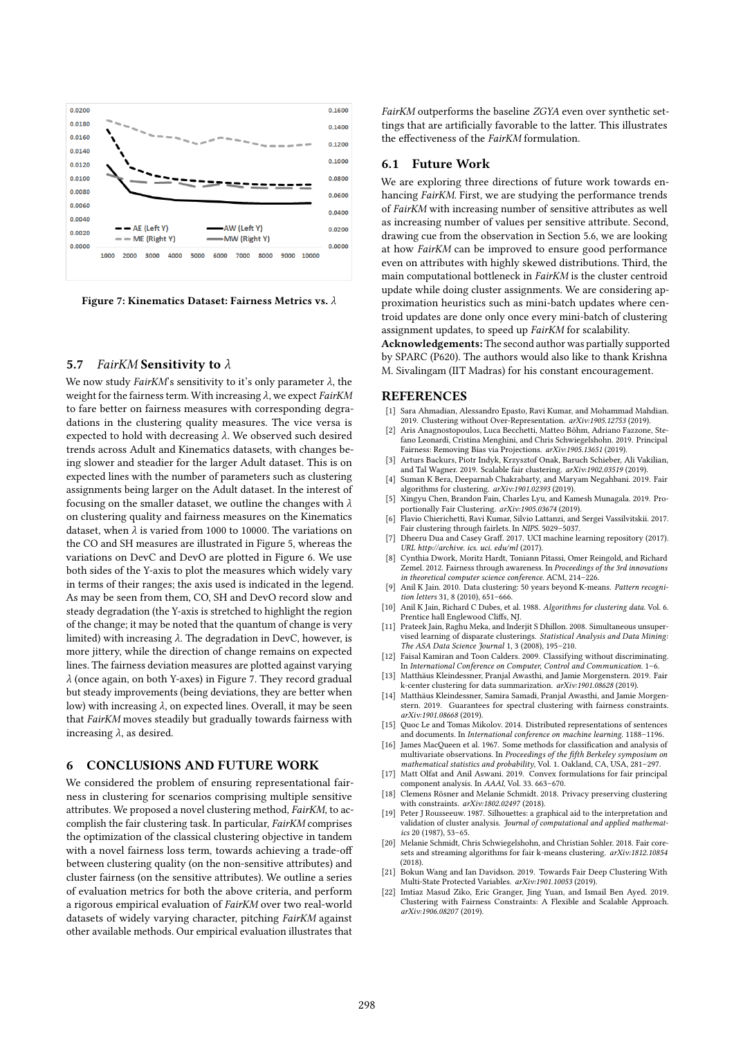0.0200
0.0180
0.0160
0.0140
0.0120
0.0100
0.0080
0.0060
0.0040
0.0020
0.0000

0.1600
0.1400
0.1200
0.1000
0.0800
0.0600
0.0400
0.0200
0.0000

1000 2000 3000 4000 5000 6000 7000 8000 9000 10000

AE (Left Y)
AW (Left Y)
ME (Right Y)
MW (Right Y)

**Figure 7: Kinematics Dataset: Fairness Metrics vs. $\lambda$**

### 5.7 *FairKM* Sensitivity to $\lambda$

We now study *FairKM*'s sensitivity to it's only parameter $\lambda$, the weight for the fairness term. With increasing $\lambda$, we expect *FairKM* to fare better on fairness measures with corresponding degradations in the clustering quality measures. The vice versa is expected to hold with decreasing $\lambda$. We observed such desired trends across Adult and Kinematics datasets, with changes being slower and steadier for the larger Adult dataset. This is on expected lines with the number of parameters such as clustering assignments being larger on the Adult dataset. In the interest of focusing on the smaller dataset, we outline the changes with $\lambda$ on clustering quality and fairness measures on the Kinematics dataset, when $\lambda$ is varied from 1000 to 10000. The variations on the CO and SH measures are illustrated in Figure 5, whereas the variations on DevC and DevO are plotted in Figure 6. We use both sides of the Y-axis to plot the measures which widely vary in terms of their ranges; the axis used is indicated in the legend. As may be seen from them, CO, SH and DevO record slow and steady degradation (the Y-axis is stretched to highlight the region of the change; it may be noted that the quantum of change is very limited) with increasing $\lambda$. The degradation in DevC, however, is more jittery, while the direction of change remains on expected lines. The fairness deviation measures are plotted against varying $\lambda$ (once again, on both Y-axes) in Figure 7. They record gradual but steady improvements (being deviations, they are better when low) with increasing $\lambda$, on expected lines. Overall, it may be seen that *FairKM* moves steadily but gradually towards fairness with increasing $\lambda$, as desired.

## 6 CONCLUSIONS AND FUTURE WORK

We considered the problem of ensuring representational fairness in clustering for scenarios comprising multiple sensitive attributes. We proposed a novel clustering method, *FairKM*, to accomplish the fair clustering task. In particular, *FairKM* comprises the optimization of the classical clustering objective in tandem with a novel fairness loss term, towards achieving a trade-off between clustering quality (on the non-sensitive attributes) and cluster fairness (on the sensitive attributes). We outline a series of evaluation metrics for both the above criteria, and perform a rigorous empirical evaluation of *FairKM* over two real-world datasets of widely varying character, pitching *FairKM* against other available methods. Our empirical evaluation illustrates that *FairKM* outperforms the baseline *ZGYA* even over synthetic settings that are artificially favorable to the latter. This illustrates the effectiveness of the *FairKM* formulation.

### 6.1 Future Work

We are exploring three directions of future work towards enhancing *FairKM*. First, we are studying the performance trends of *FairKM* with increasing number of sensitive attributes as well as increasing number of values per sensitive attribute. Second, drawing cue from the observation in Section 5.6, we are looking at how *FairKM* can be improved to ensure good performance even on attributes with highly skewed distributions. Third, the main computational bottleneck in *FairKM* is the cluster centroid update while doing cluster assignments. We are considering approximation heuristics such as mini-batch updates where centroid updates are done only once every mini-batch of clustering assignment updates, to speed up *FairKM* for scalability.

**Acknowledgements:** The second author was partially supported by SPARC (P620). The authors would also like to thank Krishna M. Sivalingam (IIT Madras) for his constant encouragement.

## REFERENCES

[1] Sara Ahmadian, Alessandro Epasto, Ravi Kumar, and Mohammad Mahdian. 2019. Clustering without Over-Representation. *arXiv:1905.12753* (2019).

[2] Aris Anagnostopoulos, Luca Becchetti, Matteo Böhm, Adriano Fazzone, Stefano Leonardi, Cristina Menghini, and Chris Schwiegelshohn. 2019. Principal Fairness: Removing Bias via Projections. *arXiv:1905.13651* (2019).

[3] Arturs Backurs, Piotr Indyk, Krzysztof Onak, Baruch Schieber, Ali Vakilian, and Tal Wagner. 2019. Scalable fair clustering. *arXiv:1902.03519* (2019).

[4] Suman K Bera, Deeparnab Chakrabarty, and Maryam Negahbani. 2019. Fair algorithms for clustering. *arXiv:1901.02393* (2019).

[5] Xingyu Chen, Brandon Fain, Charles Lyu, and Kamesh Munagala. 2019. Proportionally Fair Clustering. *arXiv:1905.03674* (2019).

[6] Flavio Chierichetti, Ravi Kumar, Silvio Lattanzi, and Sergei Vassilvitskii. 2017. Fair clustering through fairlets. In *NIPS*. 5029–5037.

[7] Dheeru Dua and Casey Graff. 2017. UCI machine learning repository (2017). *URL http://archive. ics. uci. edu/ml* (2017).

[8] Cynthia Dwork, Moritz Hardt, Toniann Pitassi, Omer Reingold, and Richard Zemel. 2012. Fairness through awareness. In *Proceedings of the 3rd innovations in theoretical computer science conference*. ACM, 214–226.

[9] Anil K Jain. 2010. Data clustering: 50 years beyond K-means. *Pattern recognition letters* 31, 8 (2010), 651–666.

[10] Anil K Jain, Richard C Dubes, et al. 1988. *Algorithms for clustering data*. Vol. 6. Prentice hall Englewood Cliffs, NJ.

[11] Prateek Jain, Raghu Meka, and Inderjit S Dhillon. 2008. Simultaneous unsupervised learning of disparate clusterings. *Statistical Analysis and Data Mining: The ASA Data Science Journal* 1, 3 (2008), 195–210.

[12] Faisal Kamiran and Toon Calders. 2009. Classifying without discriminating. In *International Conference on Computer, Control and Communication*. 1–6.

[13] Matthäus Kleindessner, Pranjal Awasthi, and Jamie Morgenstern. 2019. Fair k-center clustering for data summarization. *arXiv:1901.08628* (2019).

[14] Matthäus Kleindessner, Samira Samadi, Pranjal Awasthi, and Jamie Morgenstern. 2019. Guarantees for spectral clustering with fairness constraints. *arXiv:1901.08668* (2019).

[15] Quoc Le and Tomas Mikolov. 2014. Distributed representations of sentences and documents. In *International conference on machine learning*. 1188–1196.

[16] James MacQueen et al. 1967. Some methods for classification and analysis of multivariate observations. In *Proceedings of the fifth Berkeley symposium on mathematical statistics and probability*, Vol. 1. Oakland, CA, USA, 281–297.

[17] Matt Olfat and Anil Aswani. 2019. Convex formulations for fair principal component analysis. In *AAAI*, Vol. 33. 663–670.

[18] Clemens Rösner and Melanie Schmidt. 2018. Privacy preserving clustering with constraints. *arXiv:1802.02497* (2018).

[19] Peter J Rousseeuw. 1987. Silhouettes: a graphical aid to the interpretation and validation of cluster analysis. *Journal of computational and applied mathematics* 20 (1987), 53–65.

[20] Melanie Schmidt, Chris Schwiegelshohn, and Christian Sohler. 2018. Fair coresets and streaming algorithms for fair k-means clustering. *arXiv:1812.10854* (2018).

[21] Bokun Wang and Ian Davidson. 2019. Towards Fair Deep Clustering With Multi-State Protected Variables. *arXiv:1901.10053* (2019).

[22] Imtiaz Masud Ziko, Eric Granger, Jing Yuan, and Ismail Ben Ayed. 2019. Clustering with Fairness Constraints: A Flexible and Scalable Approach. *arXiv:1906.08207* (2019).